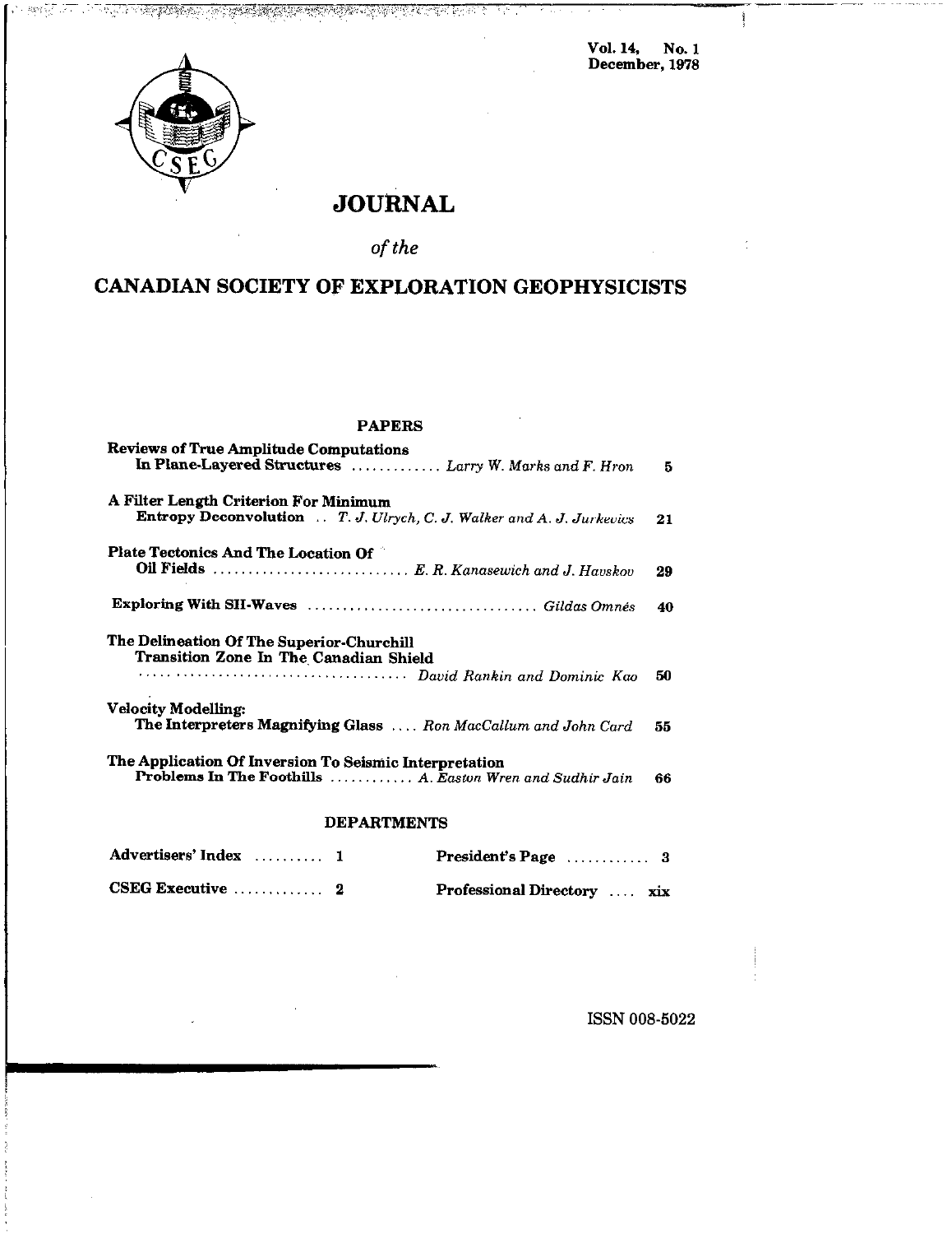Vol. 14, No. 1
December, 1978

# JOURNAL

*of the*

# CANADIAN SOCIETY OF EXPLORATION GEOPHYSICISTS

## PAPERS

| | |
|---|---|
| **Reviews of True Amplitude Computations In Plane-Layered Structures** ............ *Larry W. Marks and F. Hron* | 5 |
| **A Filter Length Criterion For Minimum Entropy Deconvolution** .. *T. J. Ulrych, C. J. Walker and A. J. Jurkevics* | 21 |
| **Plate Tectonics And The Location Of Oil Fields** ............................ *E. R. Kanasewich and J. Havskov* | 29 |
| **Exploring With SH-Waves** ................................ *Gildas Omnès* | 40 |
| **The Delineation Of The Superior-Churchill Transition Zone In The Canadian Shield** ..................................... *David Rankin and Dominic Kao* | 50 |
| **Velocity Modelling: The Interpreters Magnifying Glass** .... *Ron MacCallum and John Card* | 55 |
| **The Application Of Inversion To Seismic Interpretation Problems In The Foothills** ............ *A. Easton Wren and Sudhir Jain* | 66 |

## DEPARTMENTS

| | | | |
|---|---|---|---|
| **Advertisers' Index** .......... | 1 | **President's Page** ........... | 3 |
| **CSEG Executive** ............. | 2 | **Professional Directory** .... | xix |

ISSN 008-5022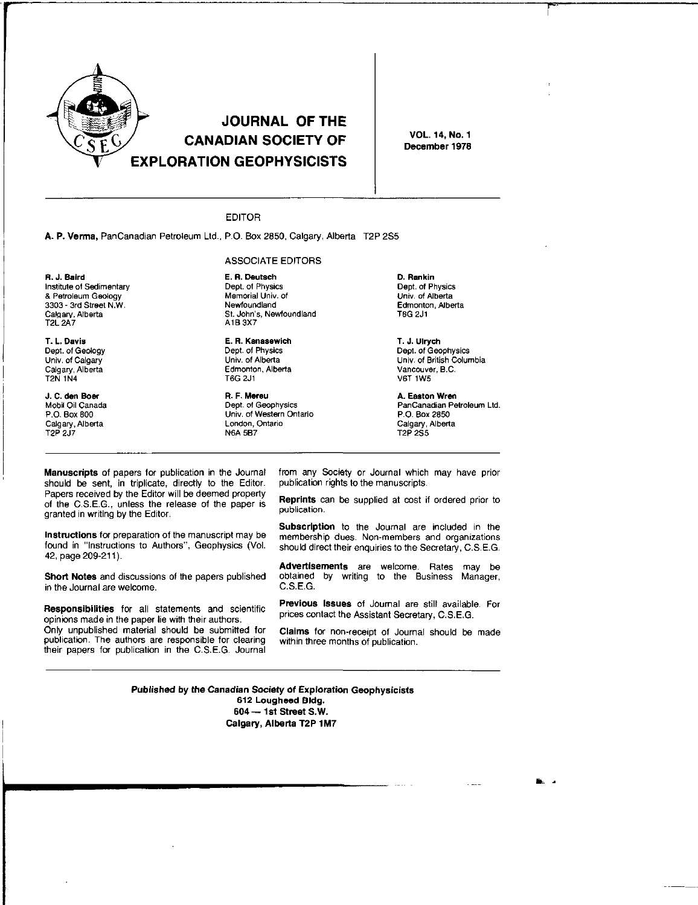# JOURNAL OF THE CANADIAN SOCIETY OF EXPLORATION GEOPHYSICISTS

VOL. 14, No. 1
December 1978

## EDITOR

**A. P. Verma,** PanCanadian Petroleum Ltd., P.O. Box 2850, Calgary, Alberta T2P 2S5

## ASSOCIATE EDITORS

**R. J. Baird**
Institute of Sedimentary & Petroleum Geology
3303 - 3rd Street N.W.
Calgary, Alberta
T2L 2A7

**T. L. Davis**
Dept. of Geology
Univ. of Calgary
Calgary, Alberta
T2N 1N4

**J. C. den Boer**
Mobil Oil Canada
P.O. Box 800
Calgary, Alberta
T2P 2J7

**E. R. Deutsch**
Dept. of Physics
Memorial Univ. of Newfoundland
St. John's, Newfoundland
A1B 3X7

**E. R. Kanasewich**
Dept. of Physics
Univ. of Alberta
Edmonton, Alberta
T6G 2J1

**R. F. Mereu**
Dept. of Geophysics
Univ. of Western Ontario
London, Ontario
N6A 5B7

**D. Rankin**
Dept. of Physics
Univ. of Alberta
Edmonton, Alberta
T6G 2J1

**T. J. Ulrych**
Dept. of Geophysics
Univ. of British Columbia
Vancouver, B.C.
V6T 1W5

**A. Easton Wren**
PanCanadian Petroleum Ltd.
P.O. Box 2850
Calgary, Alberta
T2P 2S5

---

**Manuscripts** of papers for publication in the Journal should be sent, in triplicate, directly to the Editor. Papers received by the Editor will be deemed property of the C.S.E.G., unless the release of the paper is granted in writing by the Editor.

**Instructions** for preparation of the manuscript may be found in "Instructions to Authors", Geophysics (Vol. 42, page 209-211).

**Short Notes** and discussions of the papers published in the Journal are welcome.

**Responsibilities** for all statements and scientific opinions made in the paper lie with their authors.
Only unpublished material should be submitted for publication. The authors are responsible for clearing their papers for publication in the C.S.E.G. Journal from any Society or Journal which may have prior publication rights to the manuscripts.

**Reprints** can be supplied at cost if ordered prior to publication.

**Subscription** to the Journal are included in the membership dues. Non-members and organizations should direct their enquiries to the Secretary, C.S.E.G.

**Advertisements** are welcome. Rates may be obtained by writing to the Business Manager, C.S.E.G.

**Previous Issues** of Journal are still available. For prices contact the Assistant Secretary, C.S.E.G.

**Claims** for non-receipt of Journal should be made within three months of publication.

---

**Published by the Canadian Society of Exploration Geophysicists**
**612 Lougheed Bldg.**
**604 — 1st Street S.W.**
**Calgary, Alberta T2P 1M7**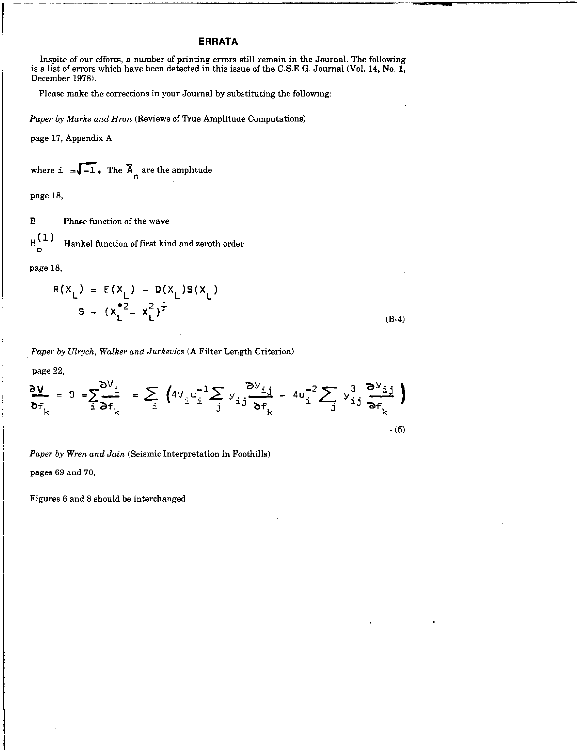# ERRATA

Inspite of our efforts, a number of printing errors still remain in the Journal. The following is a list of errors which have been detected in this issue of the C.S.E.G. Journal (Vol. 14, No. 1, December 1978).

Please make the corrections in your Journal by substituting the following:

*Paper by Marks and Hron* (Reviews of True Amplitude Computations)

page 17, Appendix A

where $i = \sqrt{-1}$. The $\bar{A}_n$ are the amplitude

page 18,

B  Phase function of the wave

$H_0^{(1)}$  Hankel function of first kind and zeroth order

page 18,

$$R(X_L) = E(X_L) - D(X_L)S(X_L)$$

$$S = (X_L^{*2} - X_L^2)^{\frac{1}{2}} \qquad \text{(B-4)}$$

*Paper by Ulrych, Walker and Jurkevics* (A Filter Length Criterion)

page 22,

$$\frac{\partial V}{\partial f_k} = 0 = \sum_i \frac{\partial V_i}{\partial f_k} = \sum_i \left( 4V_i u_i^{-1} \sum_j y_{ij} \frac{\partial y_{ij}}{\partial f_k} - 4u_i^{-2} \sum_j y_{ij}^3 \frac{\partial y_{ij}}{\partial f_k} \right) \qquad \text{- (5)}$$

*Paper by Wren and Jain* (Seismic Interpretation in Foothills)

pages 69 and 70,

Figures 6 and 8 should be interchanged.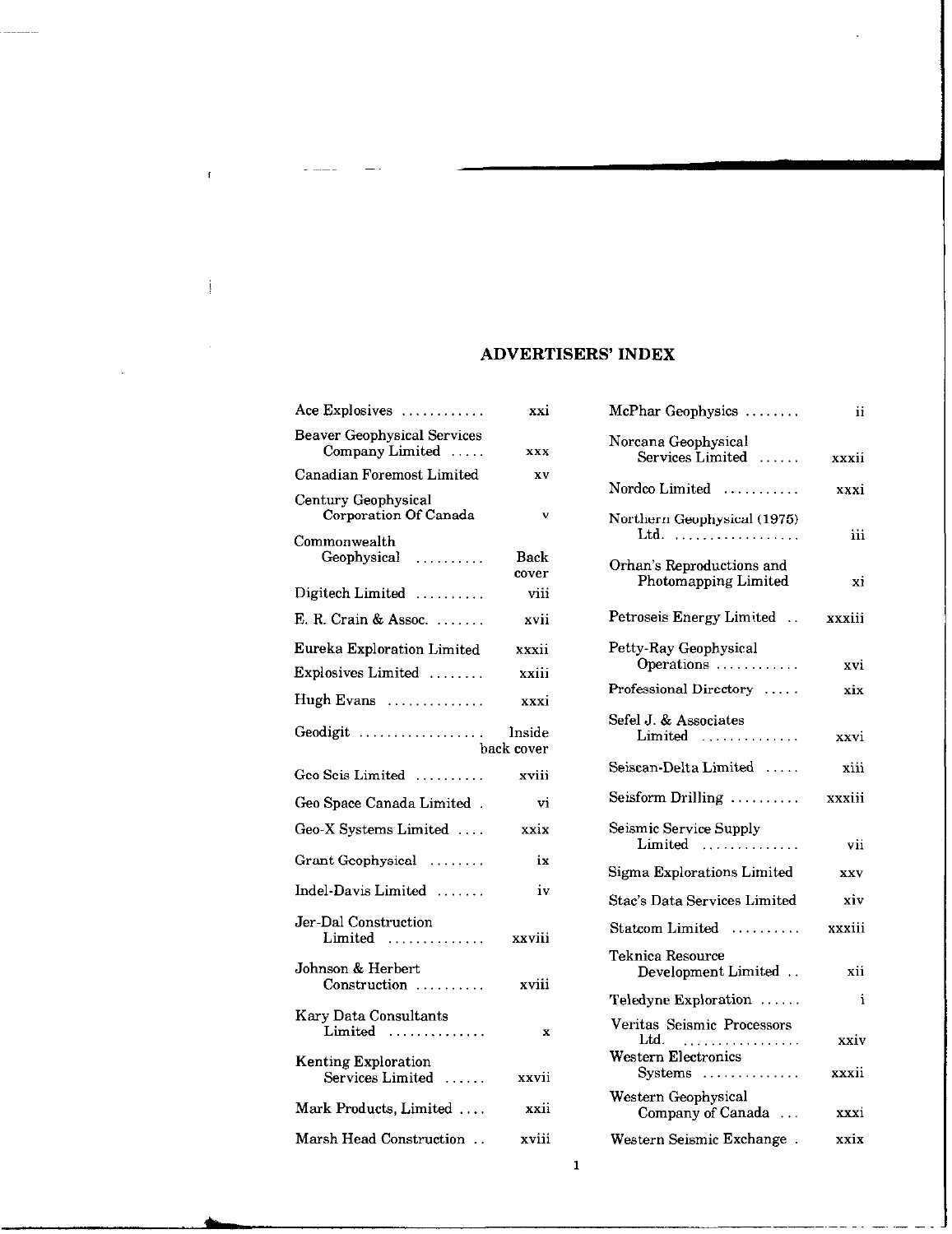## ADVERTISERS' INDEX

| Advertiser | Page |
|---|---|
| Ace Explosives | xxi |
| Beaver Geophysical Services Company Limited | xxx |
| Canadian Foremost Limited | xv |
| Century Geophysical Corporation Of Canada | v |
| Commonwealth Geophysical | Back cover |
| Digitech Limited | viii |
| E. R. Crain & Assoc. | xvii |
| Eureka Exploration Limited | xxxii |
| Explosives Limited | xxiii |
| Hugh Evans | xxxi |
| Geodigit | Inside back cover |
| Geo Seis Limited | xviii |
| Geo Space Canada Limited | vi |
| Geo-X Systems Limited | xxix |
| Grant Geophysical | ix |
| Indel-Davis Limited | iv |
| Jer-Dal Construction Limited | xxviii |
| Johnson & Herbert Construction | xviii |
| Kary Data Consultants Limited | x |
| Kenting Exploration Services Limited | xxvii |
| Mark Products, Limited | xxii |
| Marsh Head Construction | xviii |
| McPhar Geophysics | ii |
| Norcana Geophysical Services Limited | xxxii |
| Nordco Limited | xxxi |
| Northern Geophysical (1975) Ltd. | iii |
| Orhan's Reproductions and Photomapping Limited | xi |
| Petroseis Energy Limited | xxxiii |
| Petty-Ray Geophysical Operations | xvi |
| Professional Directory | xix |
| Sefel J. & Associates Limited | xxvi |
| Seiscan-Delta Limited | xiii |
| Seisform Drilling | xxxiii |
| Seismic Service Supply Limited | vii |
| Sigma Explorations Limited | xxv |
| Stac's Data Services Limited | xiv |
| Statcom Limited | xxxiii |
| Teknica Resource Development Limited | xii |
| Teledyne Exploration | i |
| Veritas Seismic Processors Ltd. | xxiv |
| Western Electronics Systems | xxxii |
| Western Geophysical Company of Canada | xxxi |
| Western Seismic Exchange | xxix |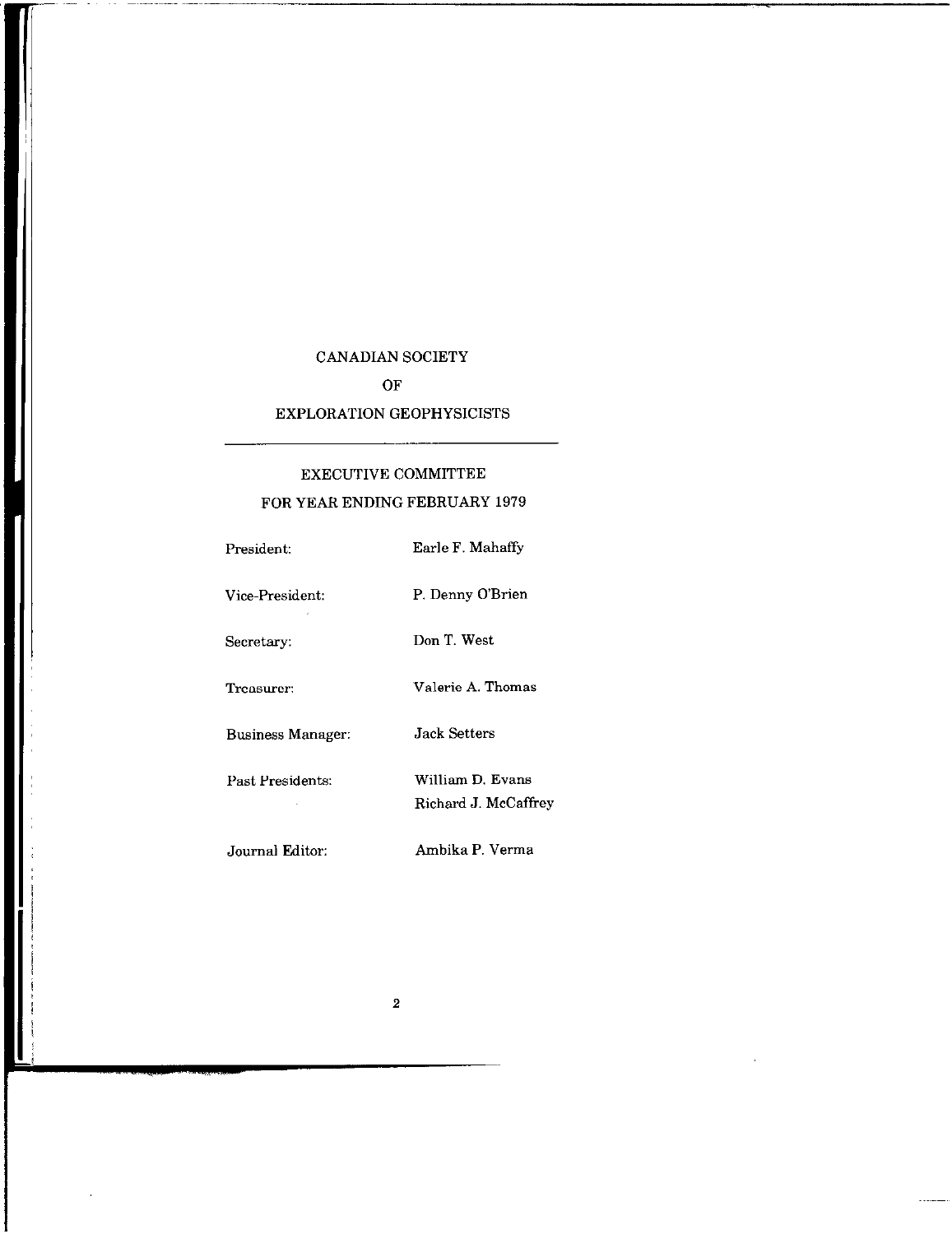# CANADIAN SOCIETY
# OF
# EXPLORATION GEOPHYSICISTS

---

## EXECUTIVE COMMITTEE
## FOR YEAR ENDING FEBRUARY 1979

| | |
|---|---|
| President: | Earle F. Mahaffy |
| Vice-President: | P. Denny O'Brien |
| Secretary: | Don T. West |
| Treasurer: | Valerie A. Thomas |
| Business Manager: | Jack Setters |
| Past Presidents: | William D. Evans<br>Richard J. McCaffrey |
| Journal Editor: | Ambika P. Verma |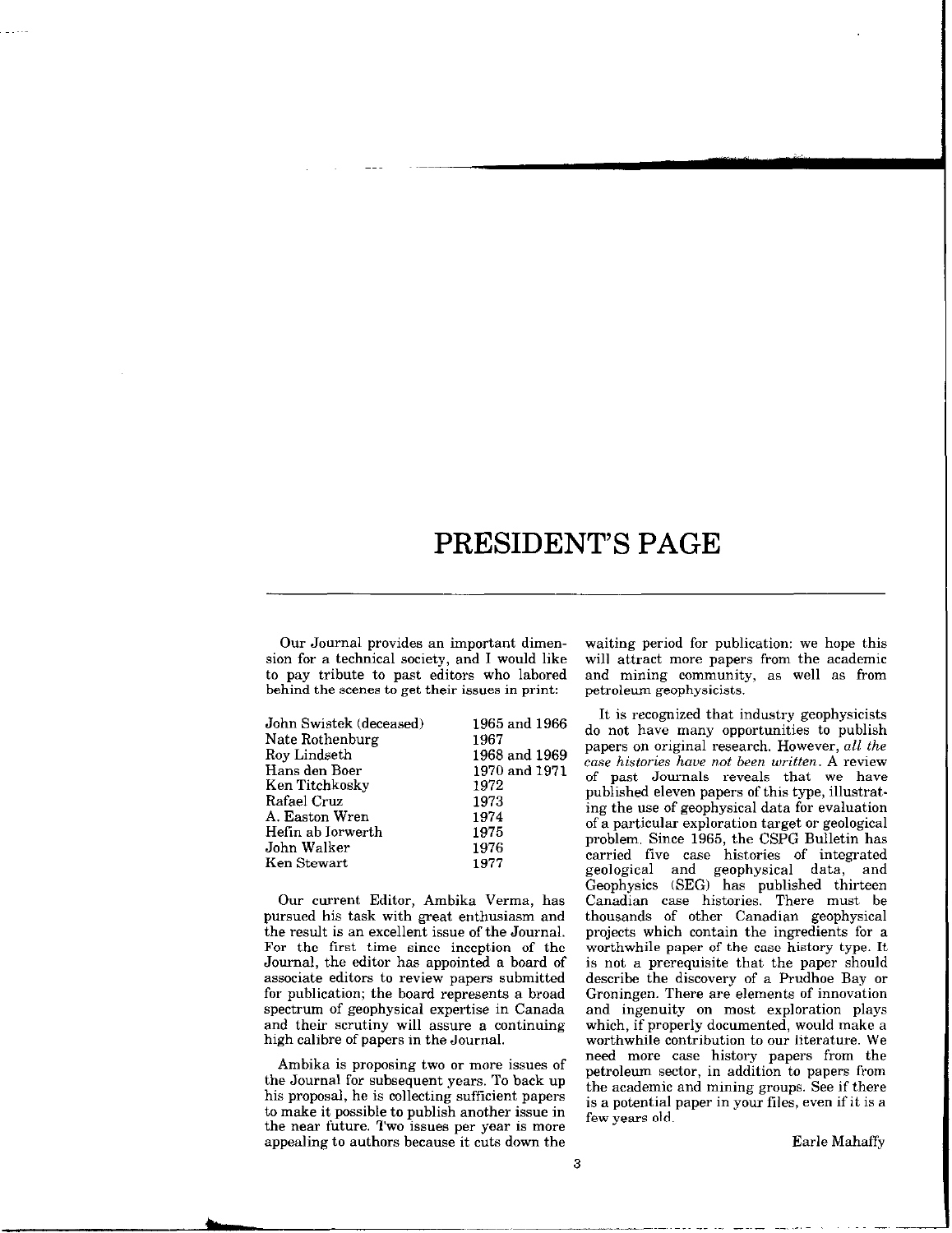# PRESIDENT'S PAGE

Our Journal provides an important dimension for a technical society, and I would like to pay tribute to past editors who labored behind the scenes to get their issues in print:

| | |
|---|---|
| John Swistek (deceased) | 1965 and 1966 |
| Nate Rothenburg | 1967 |
| Roy Lindseth | 1968 and 1969 |
| Hans den Boer | 1970 and 1971 |
| Ken Titchkosky | 1972 |
| Rafael Cruz | 1973 |
| A. Easton Wren | 1974 |
| Hefin ab Iorwerth | 1975 |
| John Walker | 1976 |
| Ken Stewart | 1977 |

Our current Editor, Ambika Verma, has pursued his task with great enthusiasm and the result is an excellent issue of the Journal. For the first time since inception of the Journal, the editor has appointed a board of associate editors to review papers submitted for publication; the board represents a broad spectrum of geophysical expertise in Canada and their scrutiny will assure a continuing high calibre of papers in the Journal.

Ambika is proposing two or more issues of the Journal for subsequent years. To back up his proposal, he is collecting sufficient papers to make it possible to publish another issue in the near future. Two issues per year is more appealing to authors because it cuts down the waiting period for publication: we hope this will attract more papers from the academic and mining community, as well as from petroleum geophysicists.

It is recognized that industry geophysicists do not have many opportunities to publish papers on original research. However, *all the case histories have not been written*. A review of past Journals reveals that we have published eleven papers of this type, illustrating the use of geophysical data for evaluation of a particular exploration target or geological problem. Since 1965, the CSPG Bulletin has carried five case histories of integrated geological and geophysical data, and Geophysics (SEG) has published thirteen Canadian case histories. There must be thousands of other Canadian geophysical projects which contain the ingredients for a worthwhile paper of the case history type. It is not a prerequisite that the paper should describe the discovery of a Prudhoe Bay or Groningen. There are elements of innovation and ingenuity on most exploration plays which, if properly documented, would make a worthwhile contribution to our literature. We need more case history papers from the petroleum sector, in addition to papers from the academic and mining groups. See if there is a potential paper in your files, even if it is a few years old.

Earle Mahaffy